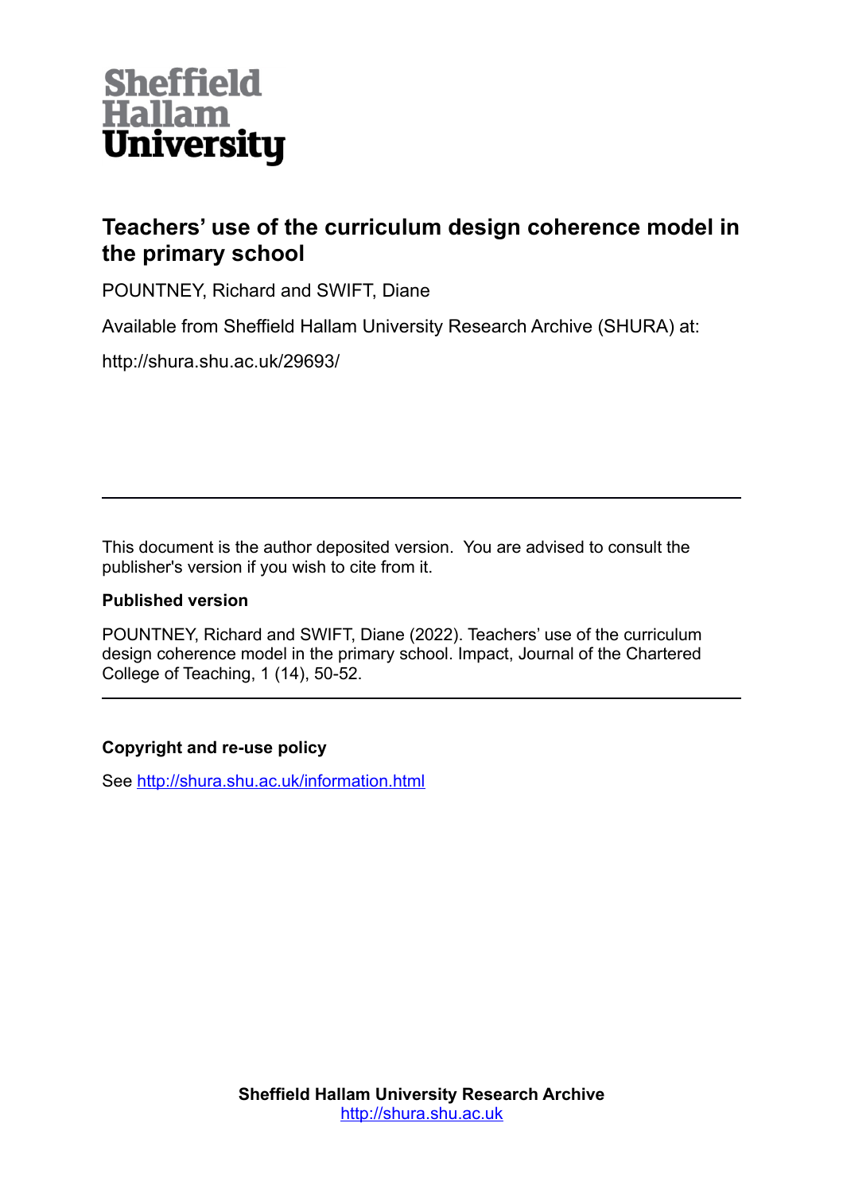Sheffield Hallam University

# Teachers' use of the curriculum design coherence model in the primary school

POUNTNEY, Richard and SWIFT, Diane

Available from Sheffield Hallam University Research Archive (SHURA) at:

http://shura.shu.ac.uk/29693/

---

This document is the author deposited version. You are advised to consult the publisher's version if you wish to cite from it.

**Published version**

POUNTNEY, Richard and SWIFT, Diane (2022). Teachers' use of the curriculum design coherence model in the primary school. Impact, Journal of the Chartered College of Teaching, 1 (14), 50-52.

---

**Copyright and re-use policy**

See http://shura.shu.ac.uk/information.html

**Sheffield Hallam University Research Archive**
http://shura.shu.ac.uk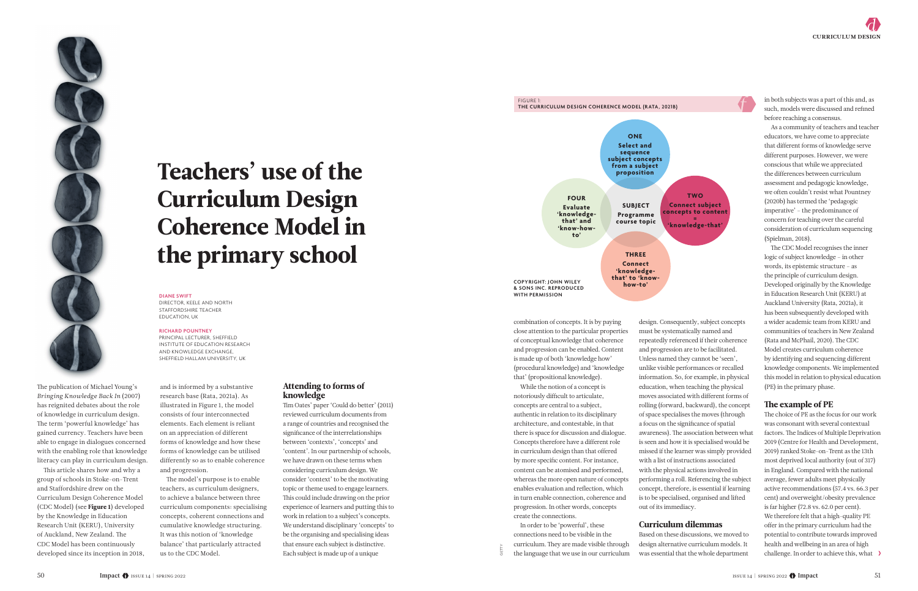# Teachers' use of the Curriculum Design Coherence Model in the primary school

**DIANE SWIFT**
DIRECTOR, KEELE AND NORTH STAFFORDSHIRE TEACHER EDUCATION, UK

**RICHARD POUNTNEY**
PRINCIPAL LECTURER, SHEFFIELD INSTITUTE OF EDUCATION RESEARCH AND KNOWLEDGE EXCHANGE, SHEFFIELD HALLAM UNIVERSITY, UK

The publication of Michael Young's *Bringing Knowledge Back In* (2007) has reignited debates about the role of knowledge in curriculum design. The term 'powerful knowledge' has gained currency. Teachers have been able to engage in dialogues concerned with the enabling role that knowledge literacy can play in curriculum design.

This article shares how and why a group of schools in Stoke-on-Trent and Staffordshire drew on the Curriculum Design Coherence Model (CDC Model) (see **Figure 1**) developed by the Knowledge in Education Research Unit (KERU), University of Auckland, New Zealand. The CDC Model has been continuously developed since its inception in 2018, and is informed by a substantive research base (Rata, 2021a). As illustrated in Figure 1, the model consists of four interconnected elements. Each element is reliant on an appreciation of different forms of knowledge and how these forms of knowledge can be utilised differently so as to enable coherence and progression.

The model's purpose is to enable teachers, as curriculum designers, to achieve a balance between three curriculum components: specialising concepts, coherent connections and cumulative knowledge structuring. It was this notion of 'knowledge balance' that particularly attracted us to the CDC Model.

## Attending to forms of knowledge

Tim Oates' paper 'Could do better' (2011) reviewed curriculum documents from a range of countries and recognised the significance of the interrelationships between 'contexts', 'concepts' and 'content'. In our partnership of schools, we have drawn on these terms when considering curriculum design. We consider 'context' to be the motivating topic or theme used to engage learners. This could include drawing on the prior experience of learners and putting this to work in relation to a subject's concepts. We understand disciplinary 'concepts' to be the organising and specialising ideas that ensure each subject is distinctive. Each subject is made up of a unique combination of concepts. It is by paying close attention to the particular properties of conceptual knowledge that coherence and progression can be enabled. Content is made up of both 'knowledge how' (procedural knowledge) and 'knowledge that' (propositional knowledge).

While the notion of a concept is notoriously difficult to articulate, concepts are central to a subject, authentic in relation to its disciplinary architecture, and contestable, in that there is space for discussion and dialogue. Concepts therefore have a different role in curriculum design than that offered by more specific content. For instance, content can be atomised and performed, whereas the more open nature of concepts enables evaluation and reflection, which in turn enable connection, coherence and progression. In other words, concepts create the connections.

In order to be 'powerful', these connections need to be visible in the curriculum. They are made visible through the language that we use in our curriculum design. Consequently, subject concepts must be systematically named and repeatedly referenced if their coherence and progression are to be facilitated. Unless named they cannot be 'seen', unlike visible performances or recalled information. So, for example, in physical education, when teaching the physical moves associated with different forms of rolling (forward, backward), the concept of space specialises the moves (through a focus on the significance of spatial awareness). The association between what is seen and how it is specialised would be missed if the learner was simply provided with a list of instructions associated with the physical actions involved in performing a roll. Referencing the subject concept, therefore, is essential if learning is to be specialised, organised and lifted out of its immediacy.

FIGURE 1: **THE CURRICULUM DESIGN COHERENCE MODEL (RATA, 2021B)**

- **ONE** – Select and sequence subject concepts from a subject proposition
- **TWO** – Connect subject concepts to content = 'knowledge-that'
- **THREE** – Connect 'knowledge-that' to 'know-how-to'
- **FOUR** – Evaluate 'knowledge-that' and 'know-how-to'
- **SUBJECT** – Programme course topic

COPYRIGHT: JOHN WILEY & SONS INC. REPRODUCED WITH PERMISSION

## Curriculum dilemmas

Based on these discussions, we moved to design alternative curriculum models. It was essential that the whole department in both subjects was a part of this and, as such, models were discussed and refined before reaching a consensus.

As a community of teachers and teacher educators, we have come to appreciate that different forms of knowledge serve different purposes. However, we were conscious that while we appreciated the differences between curriculum assessment and pedagogic knowledge, we often couldn't resist what Pountney (2020b) has termed the 'pedagogic imperative' – the predominance of concern for teaching over the careful consideration of curriculum sequencing (Spielman, 2018).

The CDC Model recognises the inner logic of subject knowledge – in other words, its epistemic structure – as the principle of curriculum design. Developed originally by the Knowledge in Education Research Unit (KERU) at Auckland University (Rata, 2021a), it has been subsequently developed with a wider academic team from KERU and communities of teachers in New Zealand (Rata and McPhail, 2020). The CDC Model creates curriculum coherence by identifying and sequencing different knowledge components. We implemented this model in relation to physical education (PE) in the primary phase.

## The example of PE

The choice of PE as the focus for our work was consonant with several contextual factors. The Indices of Multiple Deprivation 2019 (Centre for Health and Development, 2019) ranked Stoke-on-Trent as the 13th most deprived local authority (out of 317) in England. Compared with the national average, fewer adults meet physically active recommendations (57.4 vs. 66.3 per cent) and overweight/obesity prevalence is far higher (72.8 vs. 62.0 per cent). We therefore felt that a high-quality PE offer in the primary curriculum had the potential to contribute towards improved health and wellbeing in an area of high challenge. In order to achieve this, what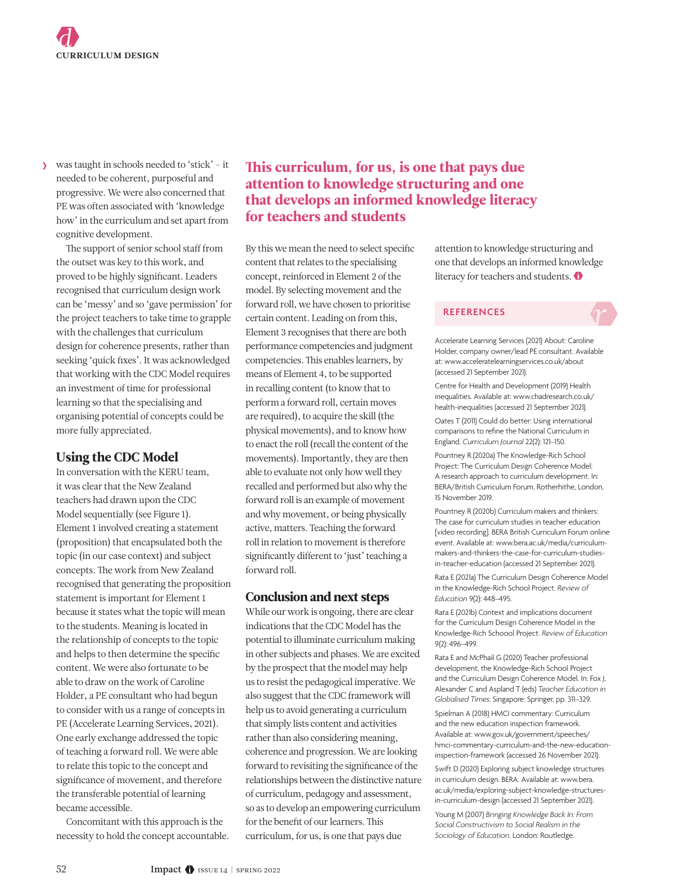was taught in schools needed to 'stick' – it needed to be coherent, purposeful and progressive. We were also concerned that PE was often associated with 'knowledge how' in the curriculum and set apart from cognitive development.

The support of senior school staff from the outset was key to this work, and proved to be highly significant. Leaders recognised that curriculum design work can be 'messy' and so 'gave permission' for the project teachers to take time to grapple with the challenges that curriculum design for coherence presents, rather than seeking 'quick fixes'. It was acknowledged that working with the CDC Model requires an investment of time for professional learning so that the specialising and organising potential of concepts could be more fully appreciated.

## Using the CDC Model

In conversation with the KERU team, it was clear that the New Zealand teachers had drawn upon the CDC Model sequentially (see Figure 1). Element 1 involved creating a statement (proposition) that encapsulated both the topic (in our case context) and subject concepts. The work from New Zealand recognised that generating the proposition statement is important for Element 1 because it states what the topic will mean to the students. Meaning is located in the relationship of concepts to the topic and helps to then determine the specific content. We were also fortunate to be able to draw on the work of Caroline Holder, a PE consultant who had begun to consider with us a range of concepts in PE (Accelerate Learning Services, 2021). One early exchange addressed the topic of teaching a forward roll. We were able to relate this topic to the concept and significance of movement, and therefore the transferable potential of learning became accessible.

Concomitant with this approach is the necessity to hold the concept accountable.

**This curriculum, for us, is one that pays due attention to knowledge structuring and one that develops an informed knowledge literacy for teachers and students**

By this we mean the need to select specific content that relates to the specialising concept, reinforced in Element 2 of the model. By selecting movement and the forward roll, we have chosen to prioritise certain content. Leading on from this, Element 3 recognises that there are both performance competencies and judgment competencies. This enables learners, by means of Element 4, to be supported in recalling content (to know that to perform a forward roll, certain moves are required), to acquire the skill (the physical movements), and to know how to enact the roll (recall the content of the movements). Importantly, they are then able to evaluate not only how well they recalled and performed but also why the forward roll is an example of movement and why movement, or being physically active, matters. Teaching the forward roll in relation to movement is therefore significantly different to 'just' teaching a forward roll.

## Conclusion and next steps

While our work is ongoing, there are clear indications that the CDC Model has the potential to illuminate curriculum making in other subjects and phases. We are excited by the prospect that the model may help us to resist the pedagogical imperative. We also suggest that the CDC framework will help us to avoid generating a curriculum that simply lists content and activities rather than also considering meaning, coherence and progression. We are looking forward to revisiting the significance of the relationships between the distinctive nature of curriculum, pedagogy and assessment, so as to develop an empowering curriculum for the benefit of our learners. This curriculum, for us, is one that pays due attention to knowledge structuring and one that develops an informed knowledge literacy for teachers and students.

## REFERENCES

Accelerate Learning Services (2021) About: Caroline Holder, company owner/lead PE consultant. Available at: www.acceleratelearningservices.co.uk/about (accessed 21 September 2021).

Centre for Health and Development (2019) Health inequalities. Available at: www.chadresearch.co.uk/health-inequalities (accessed 21 September 2021).

Oates T (2011) Could do better: Using international comparisons to refine the National Curriculum in England. *Curriculum Journal* 22(2): 121–150.

Pountney R (2020a) The Knowledge-Rich School Project: The Curriculum Design Coherence Model: A research approach to curriculum development. In: BERA/British Curriculum Forum, Rotherhithe, London, 15 November 2019.

Pountney R (2020b) Curriculum makers and thinkers: The case for curriculum studies in teacher education [video recording]. BERA British Curriculum Forum online event. Available at: www.bera.ac.uk/media/curriculum-makers-and-thinkers-the-case-for-curriculum-studies-in-teacher-education (accessed 21 September 2021).

Rata E (2021a) The Curriculum Design Coherence Model in the Knowledge-Rich School Project. *Review of Education* 9(2): 448–495.

Rata E (2021b) Context and implications document for the Curriculum Design Coherence Model in the Knowledge-Rich Schoool Project. *Review of Education* 9(2): 496–499.

Rata E and McPhail G (2020) Teacher professional development, the Knowledge-Rich School Project and the Curriculum Design Coherence Model. In: Fox J, Alexander C and Aspland T (eds) *Teacher Education in Globalised Times*. Singapore: Springer, pp. 311–329.

Spielman A (2018) HMCI commentary: Curriculum and the new education inspection framework. Available at: www.gov.uk/government/speeches/hmci-commentary-curriculum-and-the-new-education-inspection-framework (accessed 26 November 2021).

Swift D (2020) Exploring subject knowledge structures in curriculum design. BERA. Available at: www.bera.ac.uk/media/exploring-subject-knowledge-structures-in-curriculum-design (accessed 21 September 2021).

Young M (2007) *Bringing Knowledge Back In: From Social Constructivism to Social Realism in the Sociology of Education*. London: Routledge.